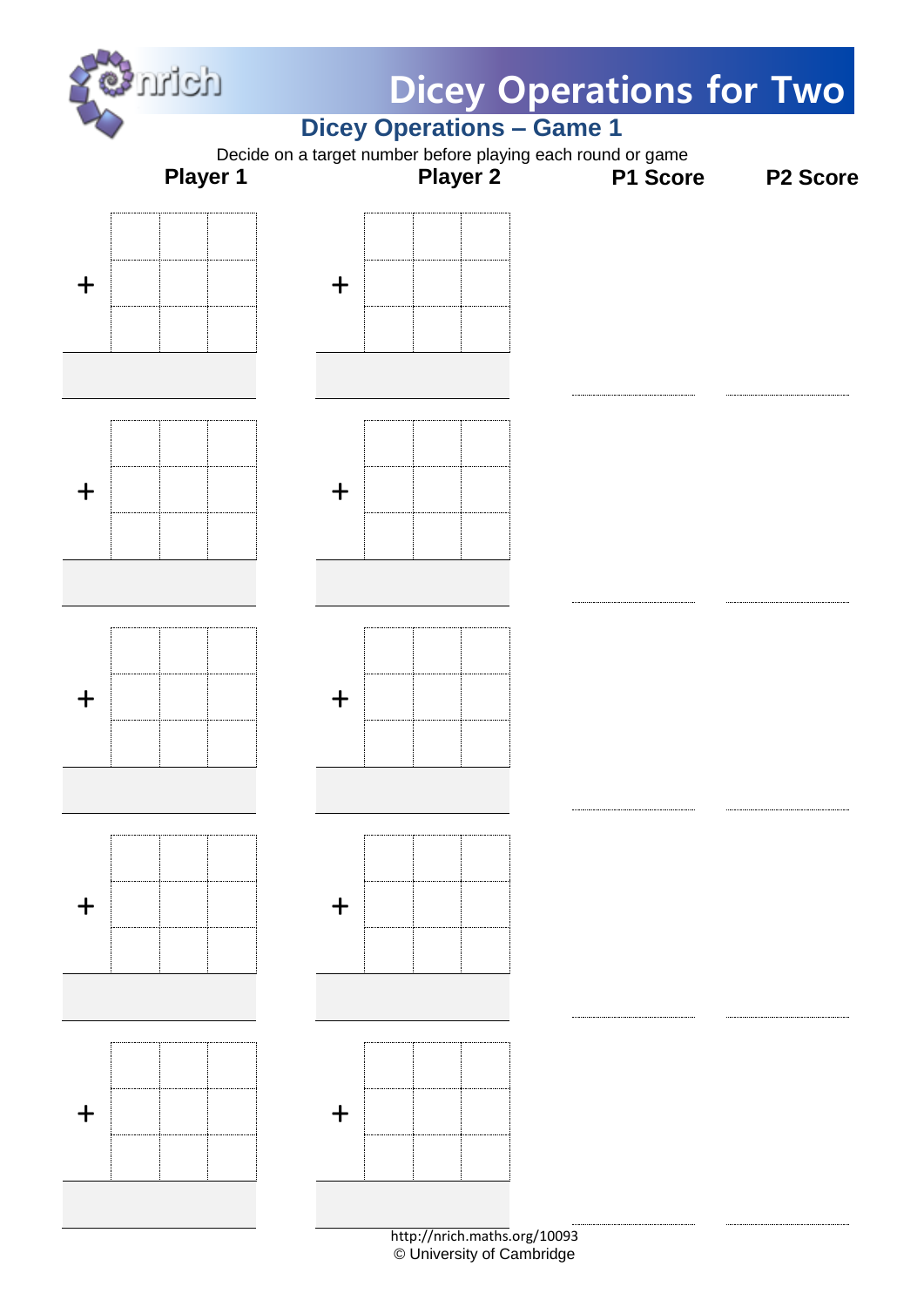# Dicey Operations for Two

## Dicey Operations – Game 1

Decide on a target number before playing each round or game

| Player 1 | Player 2 | P1 Score | P2 Score |
|---|---|---|---|
| + | + | | |
| + | + | | |
| + | + | | |
| + | + | | |
| + | + | | |

http://nrich.maths.org/10093

© University of Cambridge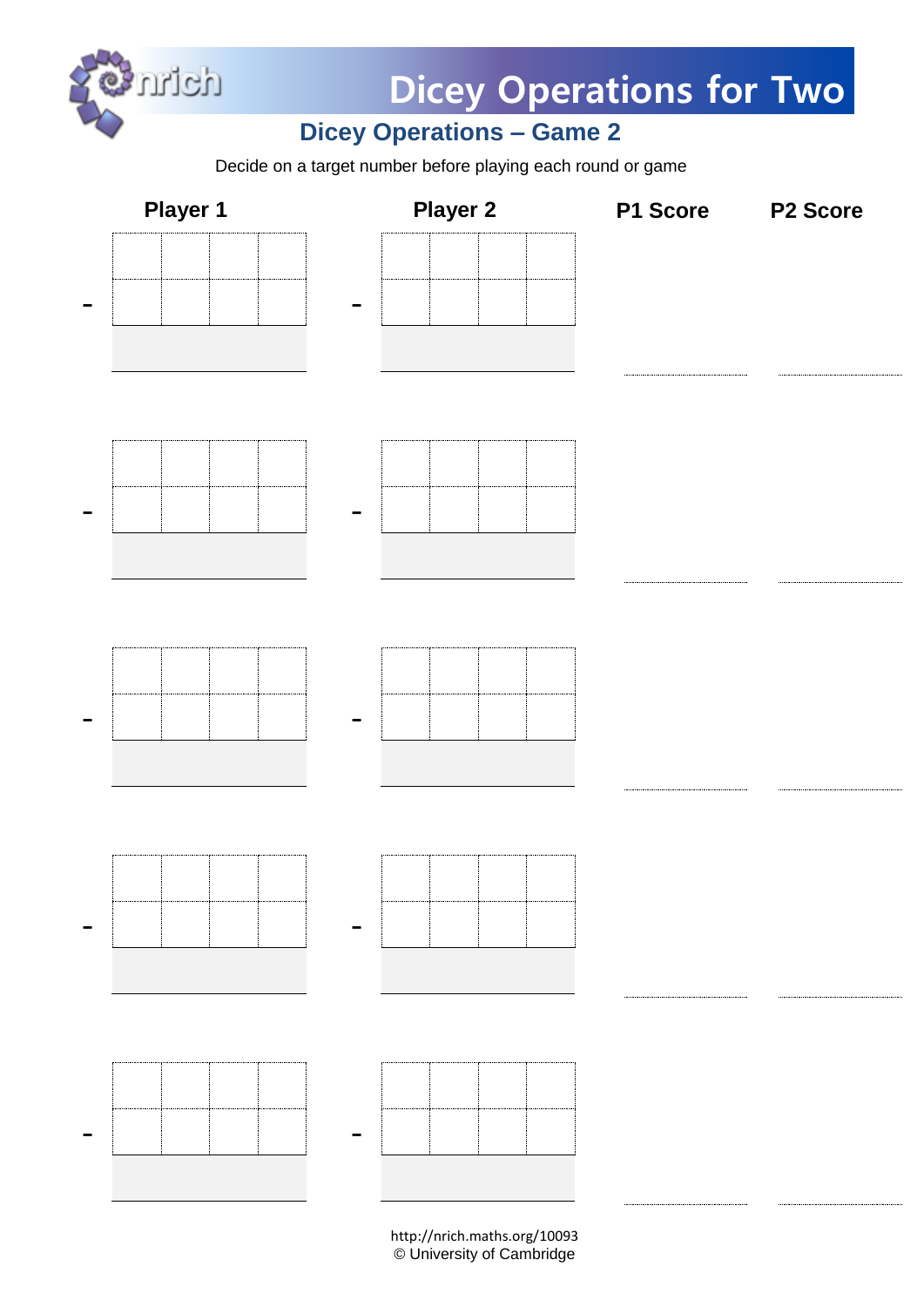# Dicey Operations for Two

## Dicey Operations – Game 2

Decide on a target number before playing each round or game

| Player 1 | | | | | Player 2 | | | | | P1 Score | P2 Score |
|---|---|---|---|---|---|---|---|---|---|---|---|
| | | | | | | | | | | | |
| – | | | | | – | | | | | | |
| | | | | | | | | | | | |
| | | | | | | | | | | | |
| – | | | | | – | | | | | | |
| | | | | | | | | | | | |
| | | | | | | | | | | | |
| – | | | | | – | | | | | | |
| | | | | | | | | | | | |
| | | | | | | | | | | | |
| – | | | | | – | | | | | | |
| | | | | | | | | | | | |
| | | | | | | | | | | | |
| – | | | | | – | | | | | | |
| | | | | | | | | | | | |

http://nrich.maths.org/10093
© University of Cambridge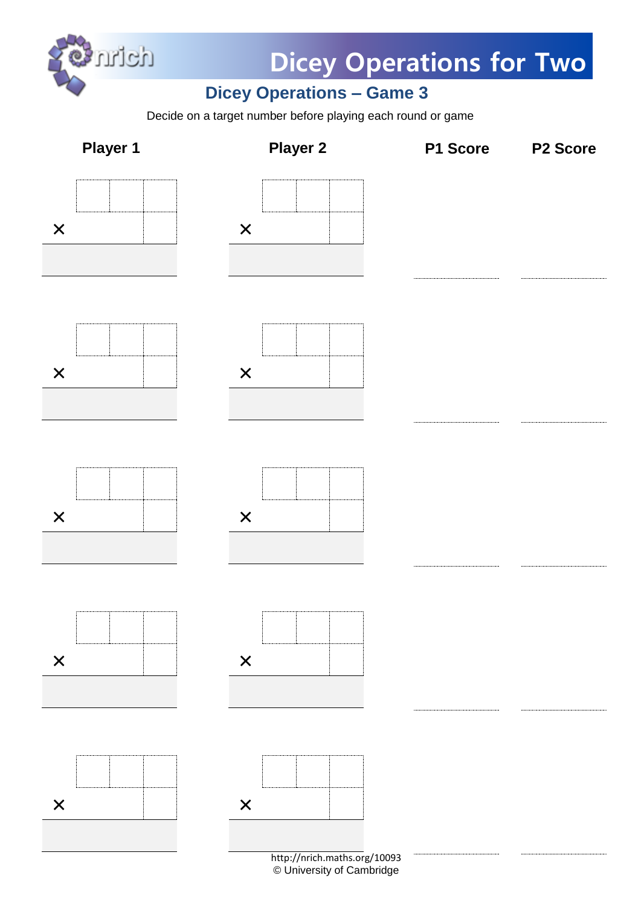# Dicey Operations for Two

## Dicey Operations – Game 3

Decide on a target number before playing each round or game

| Player 1 | Player 2 | P1 Score | P2 Score |
| --- | --- | --- | --- |
| □□□ × □ = ____ | □□□ × □ = ____ | ____ | ____ |
| □□□ × □ = ____ | □□□ × □ = ____ | ____ | ____ |
| □□□ × □ = ____ | □□□ × □ = ____ | ____ | ____ |
| □□□ × □ = ____ | □□□ × □ = ____ | ____ | ____ |
| □□□ × □ = ____ | □□□ × □ = ____ | ____ | ____ |

http://nrich.maths.org/10093
© University of Cambridge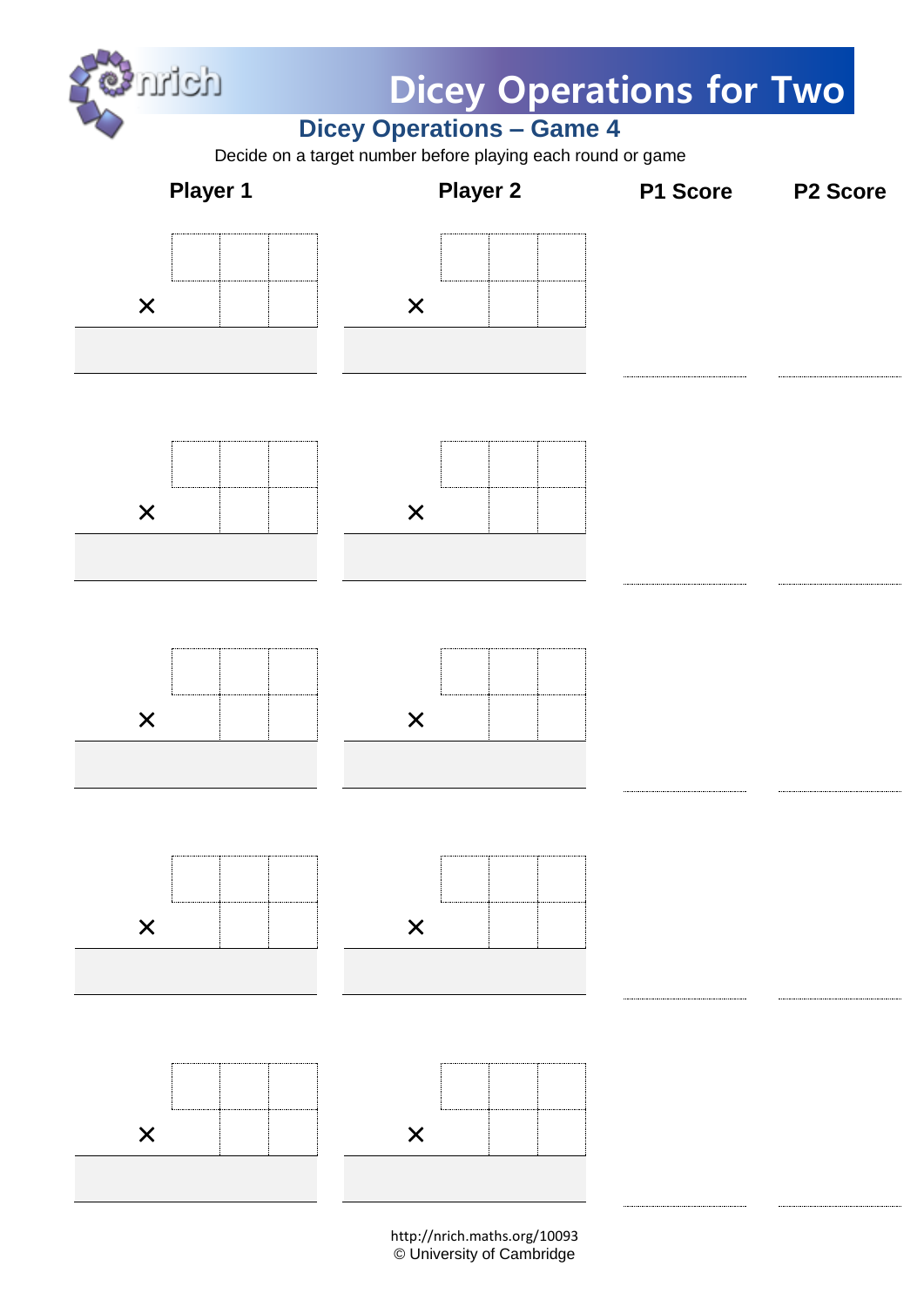# Dicey Operations for Two

## Dicey Operations – Game 4

Decide on a target number before playing each round or game

| Player 1 | Player 2 | P1 Score | P2 Score |
|---|---|---|---|
| $\square\square\square$ <br> $\times\ \square\square$ <br> ______ | $\square\square\square$ <br> $\times\ \square\square$ <br> ______ | ______ | ______ |
| $\square\square\square$ <br> $\times\ \square\square$ <br> ______ | $\square\square\square$ <br> $\times\ \square\square$ <br> ______ | ______ | ______ |
| $\square\square\square$ <br> $\times\ \square\square$ <br> ______ | $\square\square\square$ <br> $\times\ \square\square$ <br> ______ | ______ | ______ |
| $\square\square\square$ <br> $\times\ \square\square$ <br> ______ | $\square\square\square$ <br> $\times\ \square\square$ <br> ______ | ______ | ______ |
| $\square\square\square$ <br> $\times\ \square\square$ <br> ______ | $\square\square\square$ <br> $\times\ \square\square$ <br> ______ | ______ | ______ |

http://nrich.maths.org/10093
© University of Cambridge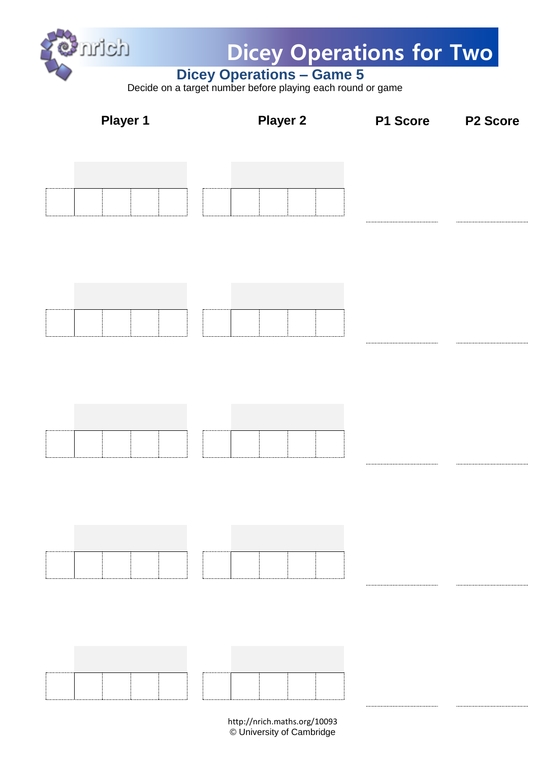# Dicey Operations for Two

## Dicey Operations – Game 5

Decide on a target number before playing each round or game

| Player 1 | Player 2 | P1 Score | P2 Score |
|---|---|---|---|
| | | | |
| | | | |
| | | | |
| | | | |
| | | | |

http://nrich.maths.org/10093
© University of Cambridge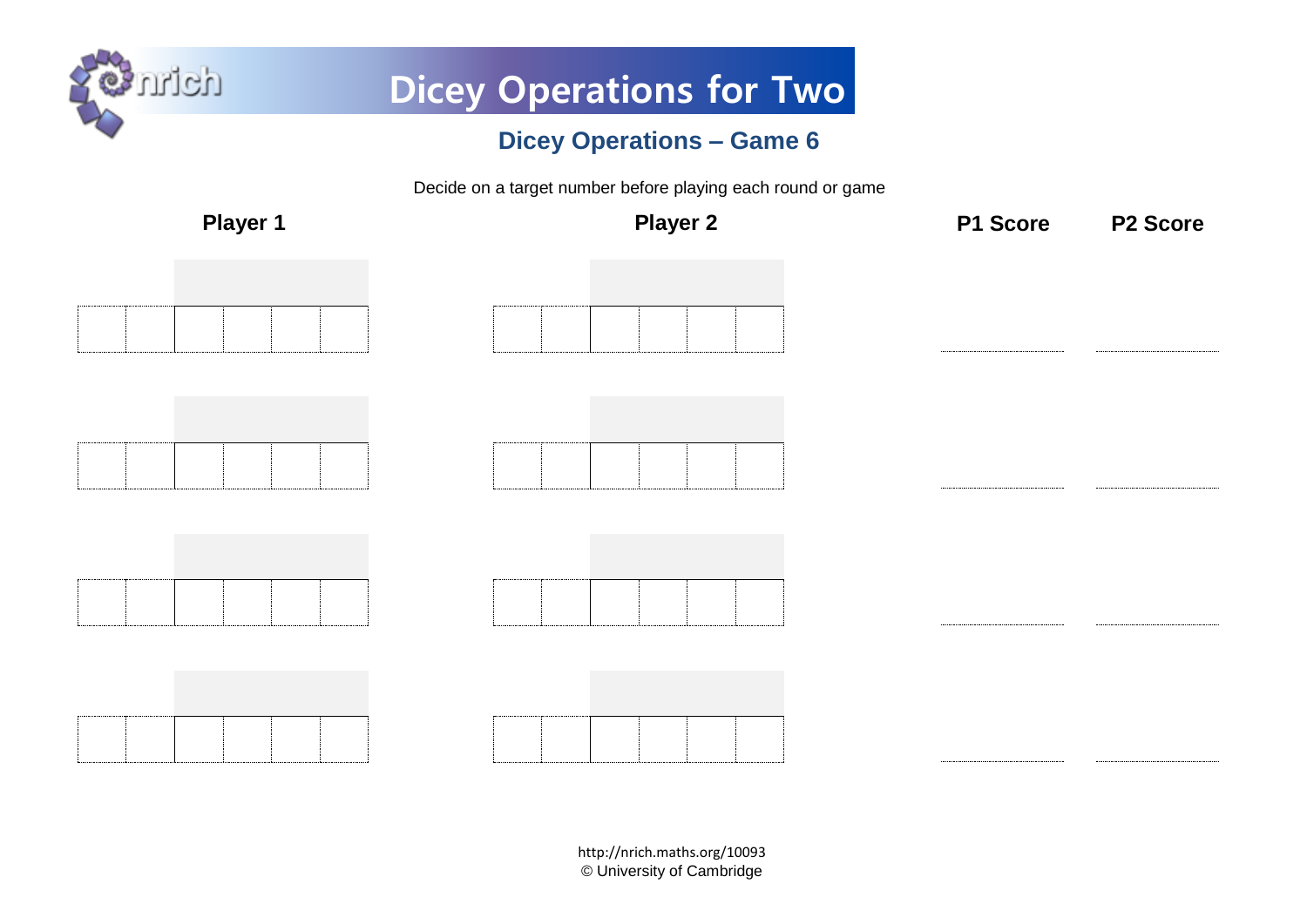# Dicey Operations for Two

## Dicey Operations – Game 6

Decide on a target number before playing each round or game

**Player 1**

**Player 2**

| P1 Score | P2 Score |
|---|---|
| | |
| | |
| | |
| | |

http://nrich.maths.org/10093
© University of Cambridge